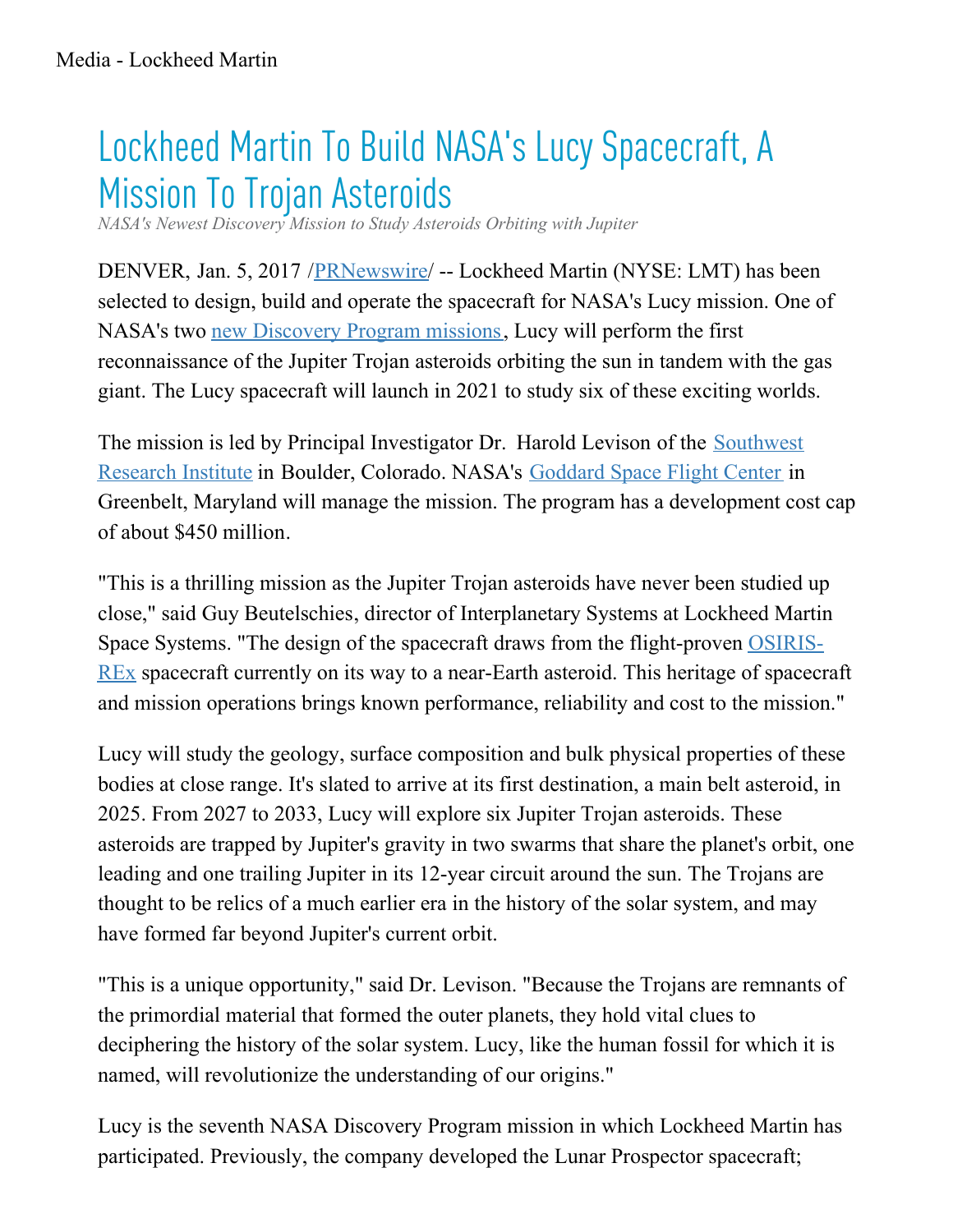Media - Lockheed Martin

# Lockheed Martin To Build NASA's Lucy Spacecraft, A Mission To Trojan Asteroids

*NASA's Newest Discovery Mission to Study Asteroids Orbiting with Jupiter*

DENVER, Jan. 5, 2017 /PRNewswire/ -- Lockheed Martin (NYSE: LMT) has been selected to design, build and operate the spacecraft for NASA's Lucy mission. One of NASA's two new Discovery Program missions, Lucy will perform the first reconnaissance of the Jupiter Trojan asteroids orbiting the sun in tandem with the gas giant. The Lucy spacecraft will launch in 2021 to study six of these exciting worlds.

The mission is led by Principal Investigator Dr. Harold Levison of the Southwest Research Institute in Boulder, Colorado. NASA's Goddard Space Flight Center in Greenbelt, Maryland will manage the mission. The program has a development cost cap of about $450 million.

"This is a thrilling mission as the Jupiter Trojan asteroids have never been studied up close," said Guy Beutelschies, director of Interplanetary Systems at Lockheed Martin Space Systems. "The design of the spacecraft draws from the flight-proven OSIRIS-REx spacecraft currently on its way to a near-Earth asteroid. This heritage of spacecraft and mission operations brings known performance, reliability and cost to the mission."

Lucy will study the geology, surface composition and bulk physical properties of these bodies at close range. It's slated to arrive at its first destination, a main belt asteroid, in 2025. From 2027 to 2033, Lucy will explore six Jupiter Trojan asteroids. These asteroids are trapped by Jupiter's gravity in two swarms that share the planet's orbit, one leading and one trailing Jupiter in its 12-year circuit around the sun. The Trojans are thought to be relics of a much earlier era in the history of the solar system, and may have formed far beyond Jupiter's current orbit.

"This is a unique opportunity," said Dr. Levison. "Because the Trojans are remnants of the primordial material that formed the outer planets, they hold vital clues to deciphering the history of the solar system. Lucy, like the human fossil for which it is named, will revolutionize the understanding of our origins."

Lucy is the seventh NASA Discovery Program mission in which Lockheed Martin has participated. Previously, the company developed the Lunar Prospector spacecraft;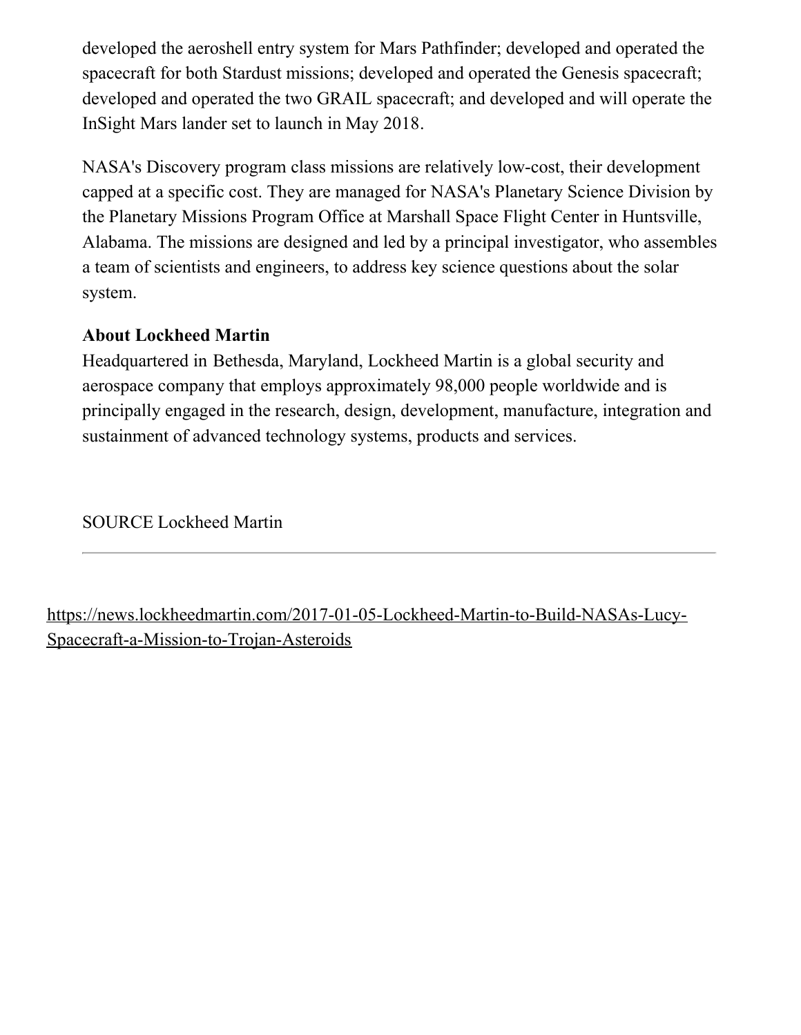developed the aeroshell entry system for Mars Pathfinder; developed and operated the spacecraft for both Stardust missions; developed and operated the Genesis spacecraft; developed and operated the two GRAIL spacecraft; and developed and will operate the InSight Mars lander set to launch in May 2018.

NASA's Discovery program class missions are relatively low-cost, their development capped at a specific cost. They are managed for NASA's Planetary Science Division by the Planetary Missions Program Office at Marshall Space Flight Center in Huntsville, Alabama. The missions are designed and led by a principal investigator, who assembles a team of scientists and engineers, to address key science questions about the solar system.

**About Lockheed Martin**
Headquartered in Bethesda, Maryland, Lockheed Martin is a global security and aerospace company that employs approximately 98,000 people worldwide and is principally engaged in the research, design, development, manufacture, integration and sustainment of advanced technology systems, products and services.

SOURCE Lockheed Martin

---

https://news.lockheedmartin.com/2017-01-05-Lockheed-Martin-to-Build-NASAs-Lucy-Spacecraft-a-Mission-to-Trojan-Asteroids